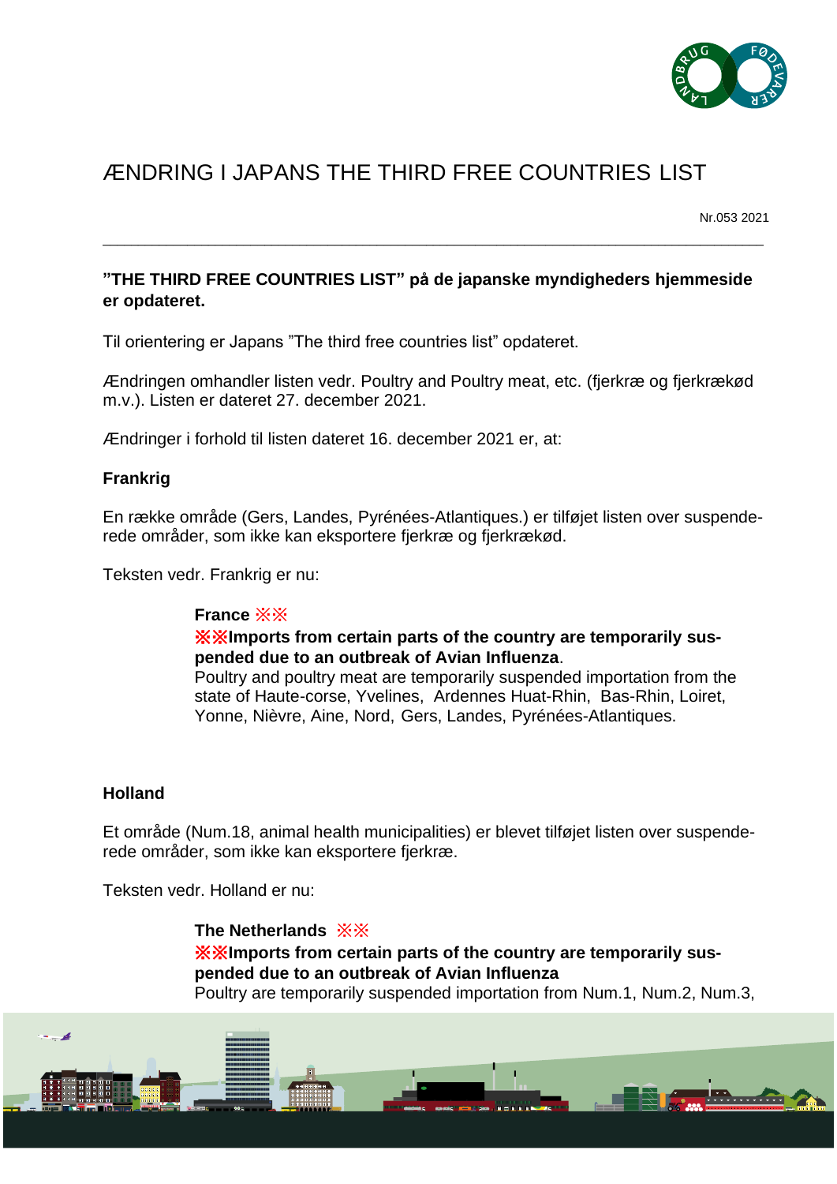# ÆNDRING I JAPANS THE THIRD FREE COUNTRIES LIST

Nr.053 2021

---

**"THE THIRD FREE COUNTRIES LIST" på de japanske myndigheders hjemmeside er opdateret.**

Til orientering er Japans "The third free countries list" opdateret.

Ændringen omhandler listen vedr. Poultry and Poultry meat, etc. (fjerkræ og fjerkrækød m.v.). Listen er dateret 27. december 2021.

Ændringer i forhold til listen dateret 16. december 2021 er, at:

**Frankrig**

En række område (Gers, Landes, Pyrénées-Atlantiques.) er tilføjet listen over suspenderede områder, som ikke kan eksportere fjerkræ og fjerkrækød.

Teksten vedr. Frankrig er nu:

> **France ※※**
> **※※Imports from certain parts of the country are temporarily suspended due to an outbreak of Avian Influenza**.
> Poultry and poultry meat are temporarily suspended importation from the state of Haute-corse, Yvelines, Ardennes Huat-Rhin, Bas-Rhin, Loiret, Yonne, Nièvre, Aine, Nord, Gers, Landes, Pyrénées-Atlantiques.

**Holland**

Et område (Num.18, animal health municipalities) er blevet tilføjet listen over suspenderede områder, som ikke kan eksportere fjerkræ.

Teksten vedr. Holland er nu:

> **The Netherlands ※※**
> **※※Imports from certain parts of the country are temporarily suspended due to an outbreak of Avian Influenza**
> Poultry are temporarily suspended importation from Num.1, Num.2, Num.3,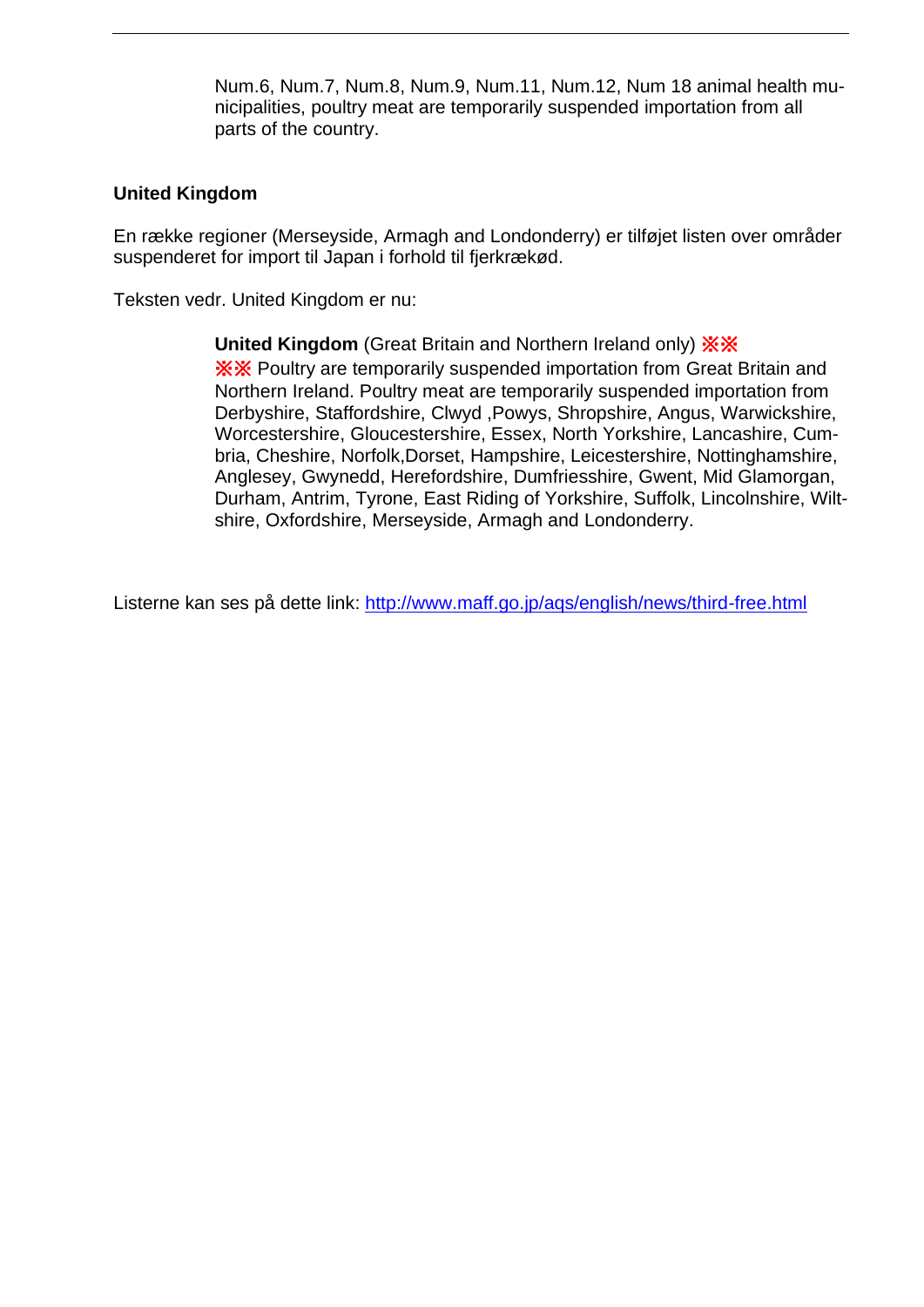Num.6, Num.7, Num.8, Num.9, Num.11, Num.12, Num 18 animal health municipalities, poultry meat are temporarily suspended importation from all parts of the country.

**United Kingdom**

En række regioner (Merseyside, Armagh and Londonderry) er tilføjet listen over områder suspenderet for import til Japan i forhold til fjerkrækød.

Teksten vedr. United Kingdom er nu:

> **United Kingdom** (Great Britain and Northern Ireland only) ※※
> ※※ Poultry are temporarily suspended importation from Great Britain and Northern Ireland. Poultry meat are temporarily suspended importation from Derbyshire, Staffordshire, Clwyd ,Powys, Shropshire, Angus, Warwickshire, Worcestershire, Gloucestershire, Essex, North Yorkshire, Lancashire, Cumbria, Cheshire, Norfolk,Dorset, Hampshire, Leicestershire, Nottinghamshire, Anglesey, Gwynedd, Herefordshire, Dumfriesshire, Gwent, Mid Glamorgan, Durham, Antrim, Tyrone, East Riding of Yorkshire, Suffolk, Lincolnshire, Wiltshire, Oxfordshire, Merseyside, Armagh and Londonderry.

Listerne kan ses på dette link: [http://www.maff.go.jp/aqs/english/news/third-free.html](http://www.maff.go.jp/aqs/english/news/third-free.html)